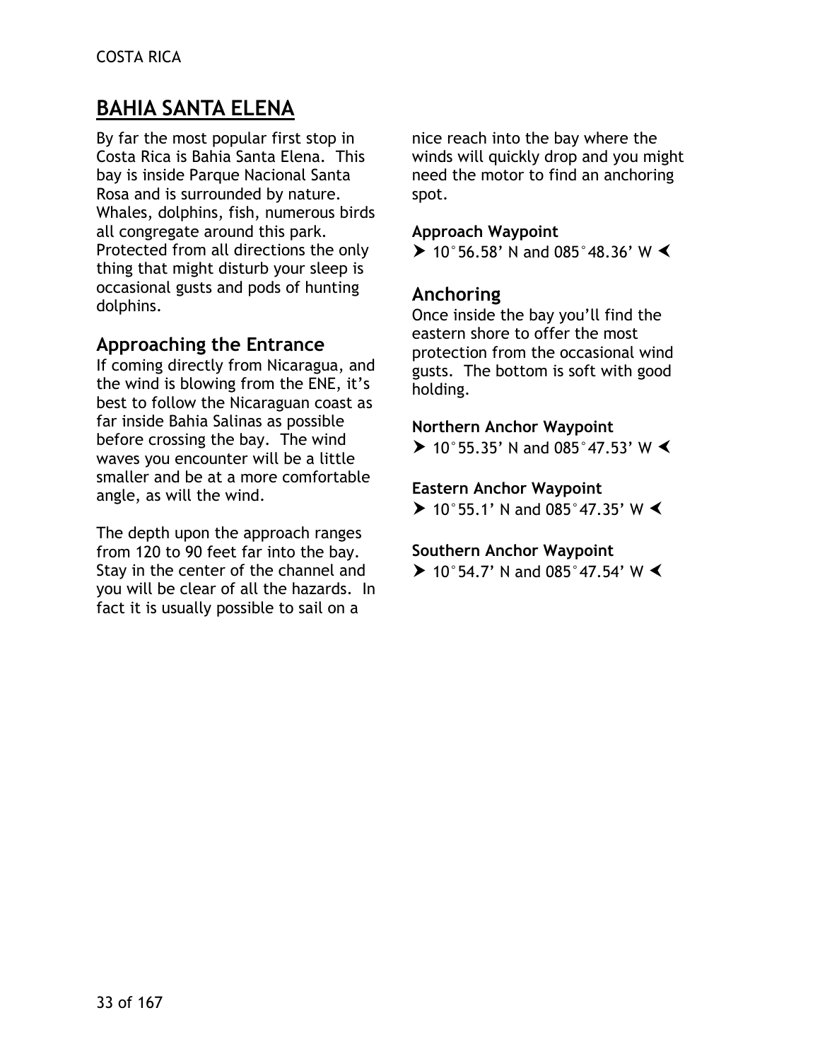# BAHIA SANTA ELENA

By far the most popular first stop in Costa Rica is Bahia Santa Elena. This bay is inside Parque Nacional Santa Rosa and is surrounded by nature. Whales, dolphins, fish, numerous birds all congregate around this park. Protected from all directions the only thing that might disturb your sleep is occasional gusts and pods of hunting dolphins.

## Approaching the Entrance

If coming directly from Nicaragua, and the wind is blowing from the ENE, it's best to follow the Nicaraguan coast as far inside Bahia Salinas as possible before crossing the bay. The wind waves you encounter will be a little smaller and be at a more comfortable angle, as will the wind.

The depth upon the approach ranges from 120 to 90 feet far into the bay. Stay in the center of the channel and you will be clear of all the hazards. In fact it is usually possible to sail on a nice reach into the bay where the winds will quickly drop and you might need the motor to find an anchoring spot.

**Approach Waypoint**

➤ 10°56.58' N and 085°48.36' W ➤

## Anchoring

Once inside the bay you'll find the eastern shore to offer the most protection from the occasional wind gusts. The bottom is soft with good holding.

**Northern Anchor Waypoint**

➤ 10°55.35' N and 085°47.53' W ➤

**Eastern Anchor Waypoint**

➤ 10°55.1' N and 085°47.35' W ➤

**Southern Anchor Waypoint**

➤ 10°54.7' N and 085°47.54' W ➤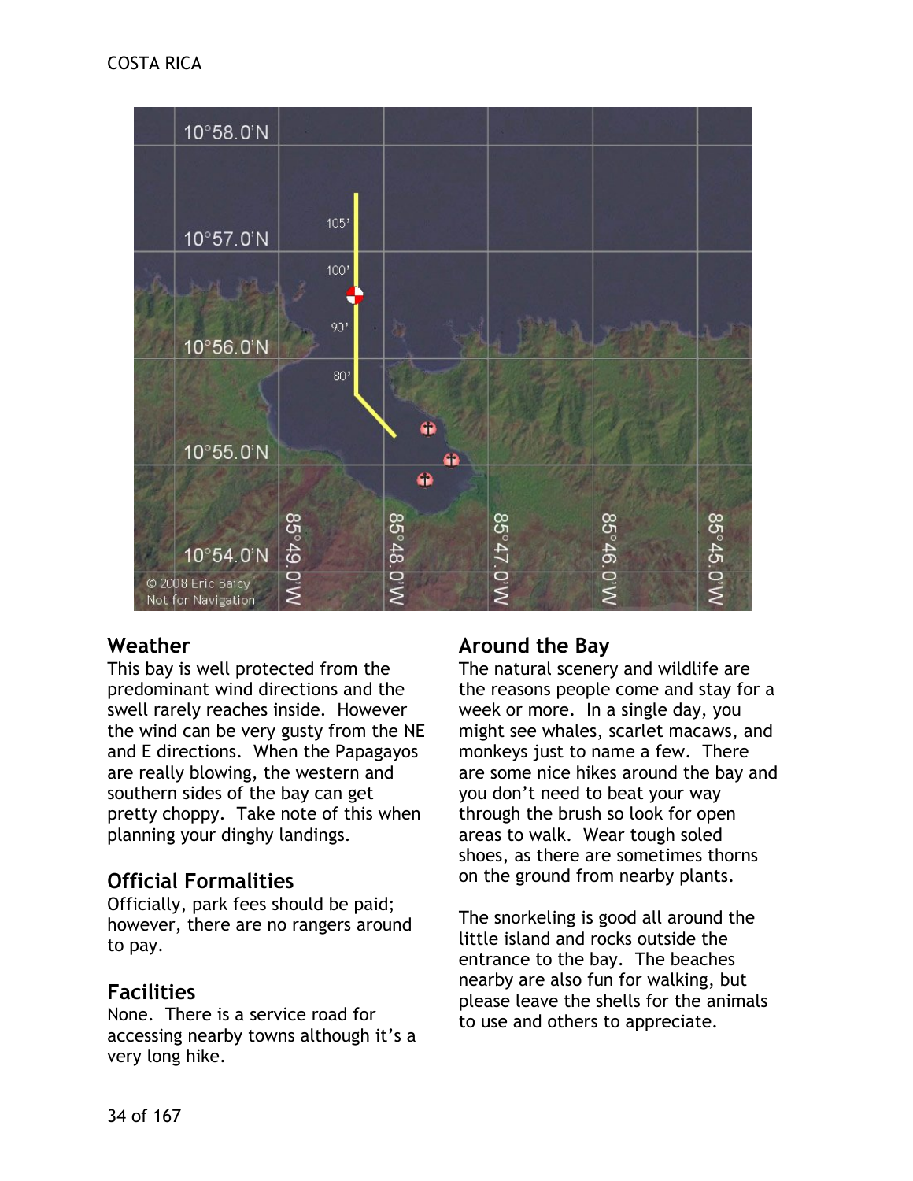## Weather

This bay is well protected from the predominant wind directions and the swell rarely reaches inside. However the wind can be very gusty from the NE and E directions. When the Papagayos are really blowing, the western and southern sides of the bay can get pretty choppy. Take note of this when planning your dinghy landings.

## Official Formalities

Officially, park fees should be paid; however, there are no rangers around to pay.

## Facilities

None. There is a service road for accessing nearby towns although it's a very long hike.

## Around the Bay

The natural scenery and wildlife are the reasons people come and stay for a week or more. In a single day, you might see whales, scarlet macaws, and monkeys just to name a few. There are some nice hikes around the bay and you don't need to beat your way through the brush so look for open areas to walk. Wear tough soled shoes, as there are sometimes thorns on the ground from nearby plants.

The snorkeling is good all around the little island and rocks outside the entrance to the bay. The beaches nearby are also fun for walking, but please leave the shells for the animals to use and others to appreciate.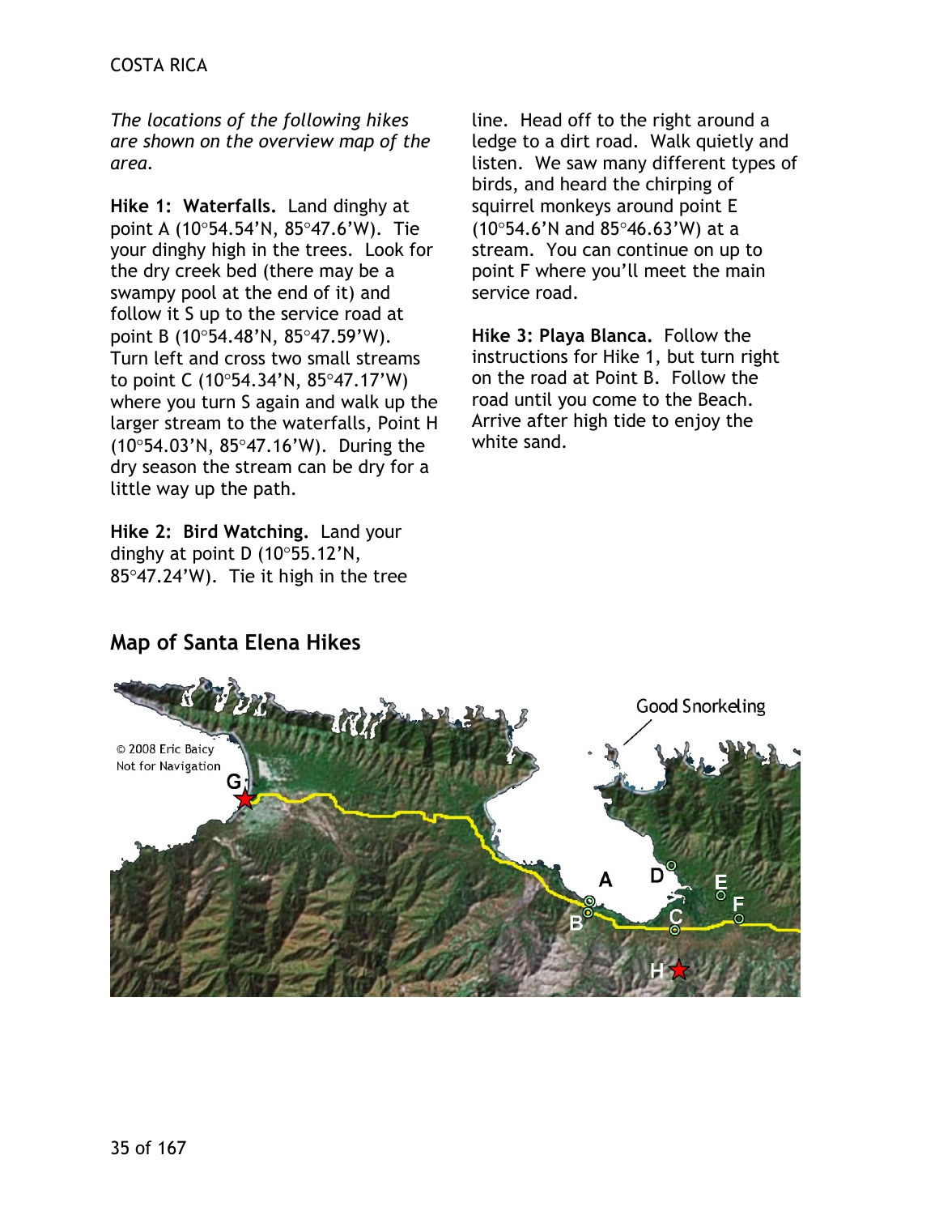*The locations of the following hikes are shown on the overview map of the area.*

**Hike 1: Waterfalls.** Land dinghy at point A (10°54.54'N, 85°47.6'W). Tie your dinghy high in the trees. Look for the dry creek bed (there may be a swampy pool at the end of it) and follow it S up to the service road at point B (10°54.48'N, 85°47.59'W). Turn left and cross two small streams to point C (10°54.34'N, 85°47.17'W) where you turn S again and walk up the larger stream to the waterfalls, Point H (10°54.03'N, 85°47.16'W). During the dry season the stream can be dry for a little way up the path.

**Hike 2: Bird Watching.** Land your dinghy at point D (10°55.12'N, 85°47.24'W). Tie it high in the tree line. Head off to the right around a ledge to a dirt road. Walk quietly and listen. We saw many different types of birds, and heard the chirping of squirrel monkeys around point E (10°54.6'N and 85°46.63'W) at a stream. You can continue on up to point F where you'll meet the main service road.

**Hike 3: Playa Blanca.** Follow the instructions for Hike 1, but turn right on the road at Point B. Follow the road until you come to the Beach. Arrive after high tide to enjoy the white sand.

## Map of Santa Elena Hikes

© 2008 Eric Baicy
Not for Navigation

Good Snorkeling

G

A

B

C

D

E

F

H